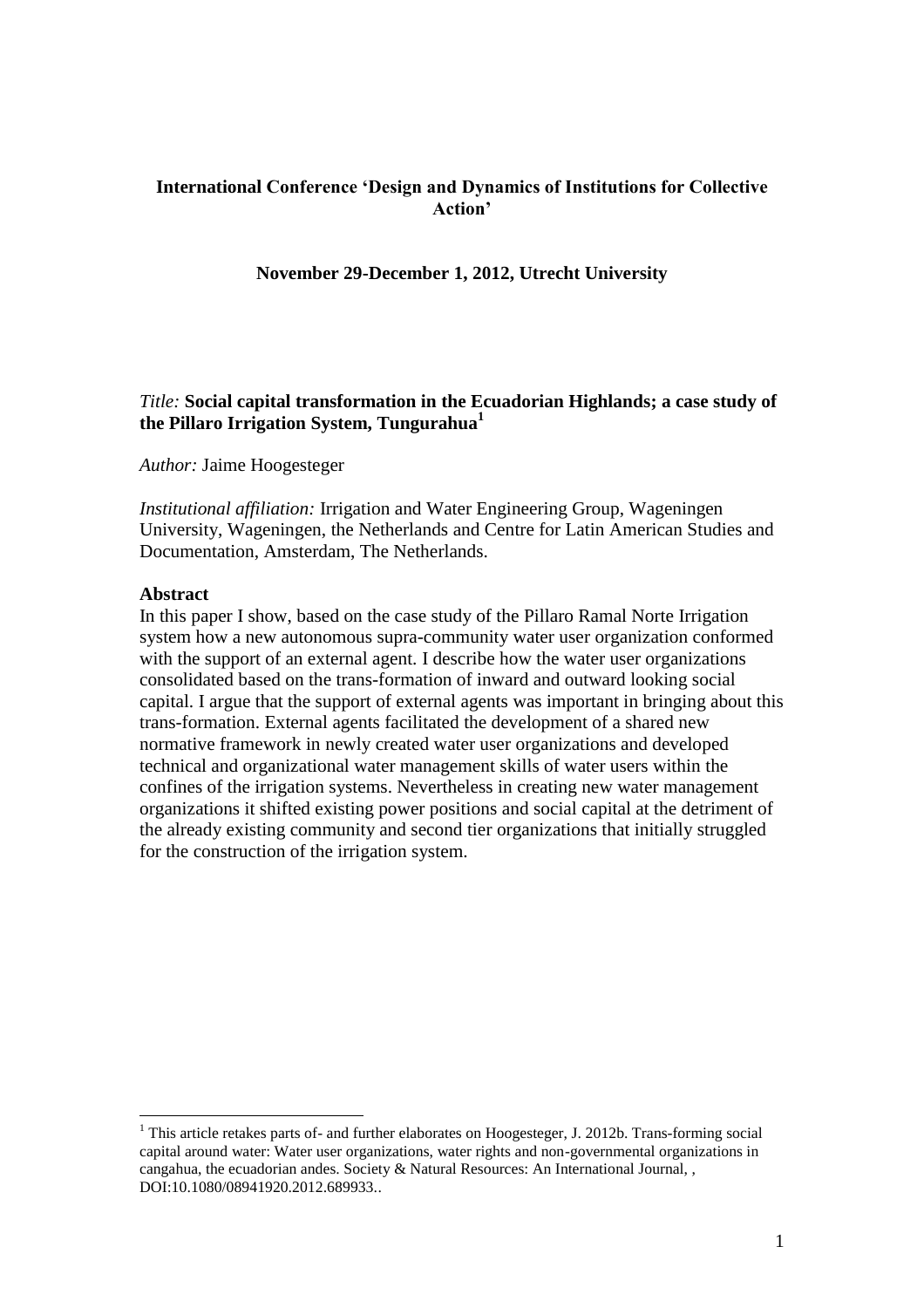**International Conference 'Design and Dynamics of Institutions for Collective Action'**

**November 29-December 1, 2012, Utrecht University**

*Title:* **Social capital transformation in the Ecuadorian Highlands; a case study of the Pillaro Irrigation System, Tungurahua**[1]

*Author:* Jaime Hoogesteger

*Institutional affiliation:* Irrigation and Water Engineering Group, Wageningen University, Wageningen, the Netherlands and Centre for Latin American Studies and Documentation, Amsterdam, The Netherlands.

## Abstract

In this paper I show, based on the case study of the Pillaro Ramal Norte Irrigation system how a new autonomous supra-community water user organization conformed with the support of an external agent. I describe how the water user organizations consolidated based on the trans-formation of inward and outward looking social capital. I argue that the support of external agents was important in bringing about this trans-formation. External agents facilitated the development of a shared new normative framework in newly created water user organizations and developed technical and organizational water management skills of water users within the confines of the irrigation systems. Nevertheless in creating new water management organizations it shifted existing power positions and social capital at the detriment of the already existing community and second tier organizations that initially struggled for the construction of the irrigation system.

---

[1] This article retakes parts of- and further elaborates on Hoogesteger, J. 2012b. Trans-forming social capital around water: Water user organizations, water rights and non-governmental organizations in cangahua, the ecuadorian andes. Society & Natural Resources: An International Journal, , DOI:10.1080/08941920.2012.689933..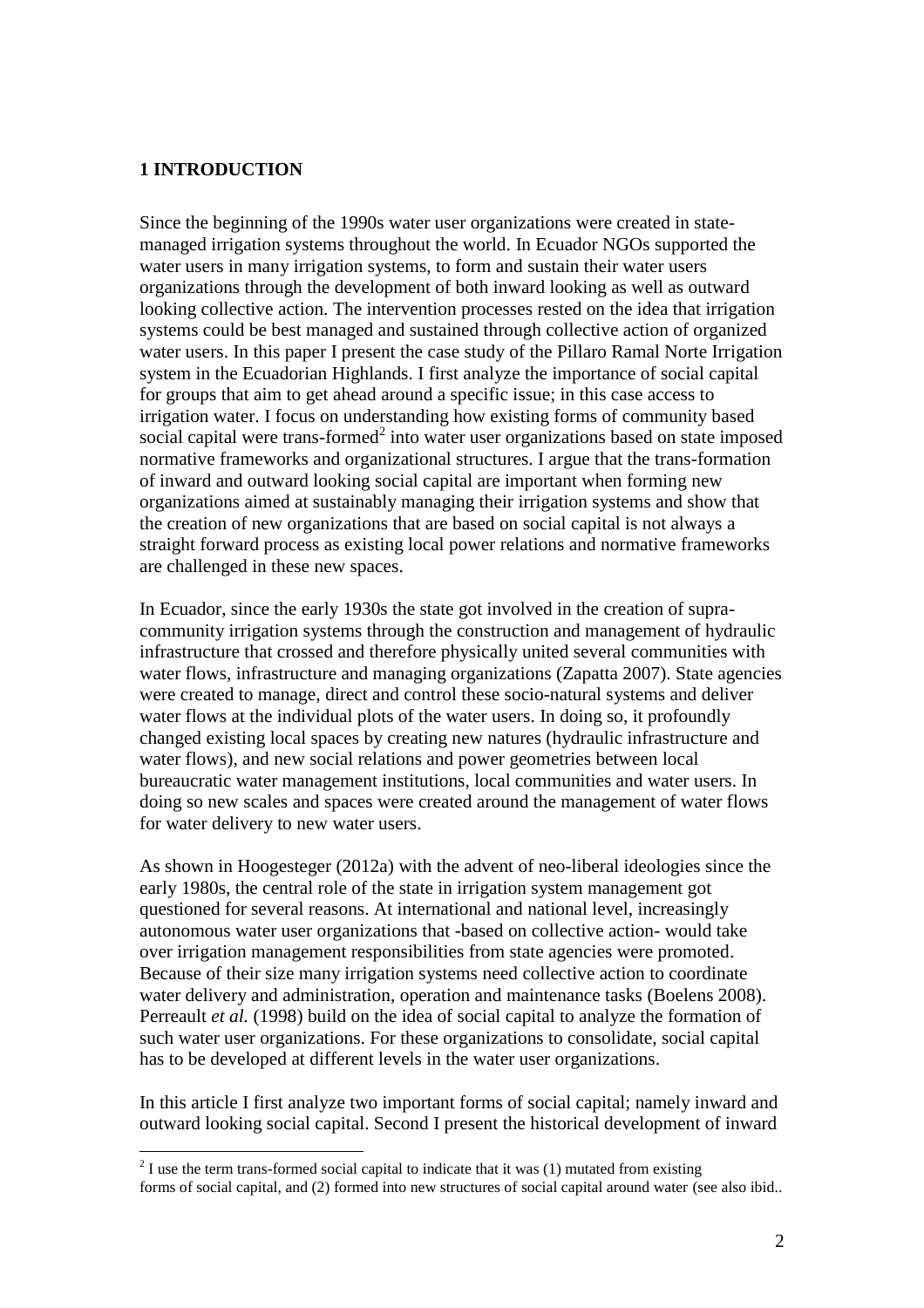# 1 INTRODUCTION

Since the beginning of the 1990s water user organizations were created in state-managed irrigation systems throughout the world. In Ecuador NGOs supported the water users in many irrigation systems, to form and sustain their water users organizations through the development of both inward looking as well as outward looking collective action. The intervention processes rested on the idea that irrigation systems could be best managed and sustained through collective action of organized water users. In this paper I present the case study of the Pillaro Ramal Norte Irrigation system in the Ecuadorian Highlands. I first analyze the importance of social capital for groups that aim to get ahead around a specific issue; in this case access to irrigation water. I focus on understanding how existing forms of community based social capital were trans-formed[2] into water user organizations based on state imposed normative frameworks and organizational structures. I argue that the trans-formation of inward and outward looking social capital are important when forming new organizations aimed at sustainably managing their irrigation systems and show that the creation of new organizations that are based on social capital is not always a straight forward process as existing local power relations and normative frameworks are challenged in these new spaces.

In Ecuador, since the early 1930s the state got involved in the creation of supra-community irrigation systems through the construction and management of hydraulic infrastructure that crossed and therefore physically united several communities with water flows, infrastructure and managing organizations (Zapatta 2007). State agencies were created to manage, direct and control these socio-natural systems and deliver water flows at the individual plots of the water users. In doing so, it profoundly changed existing local spaces by creating new natures (hydraulic infrastructure and water flows), and new social relations and power geometries between local bureaucratic water management institutions, local communities and water users. In doing so new scales and spaces were created around the management of water flows for water delivery to new water users.

As shown in Hoogesteger (2012a) with the advent of neo-liberal ideologies since the early 1980s, the central role of the state in irrigation system management got questioned for several reasons. At international and national level, increasingly autonomous water user organizations that -based on collective action- would take over irrigation management responsibilities from state agencies were promoted. Because of their size many irrigation systems need collective action to coordinate water delivery and administration, operation and maintenance tasks (Boelens 2008). Perreault *et al.* (1998) build on the idea of social capital to analyze the formation of such water user organizations. For these organizations to consolidate, social capital has to be developed at different levels in the water user organizations.

In this article I first analyze two important forms of social capital; namely inward and outward looking social capital. Second I present the historical development of inward

[2] I use the term trans-formed social capital to indicate that it was (1) mutated from existing forms of social capital, and (2) formed into new structures of social capital around water (see also ibid..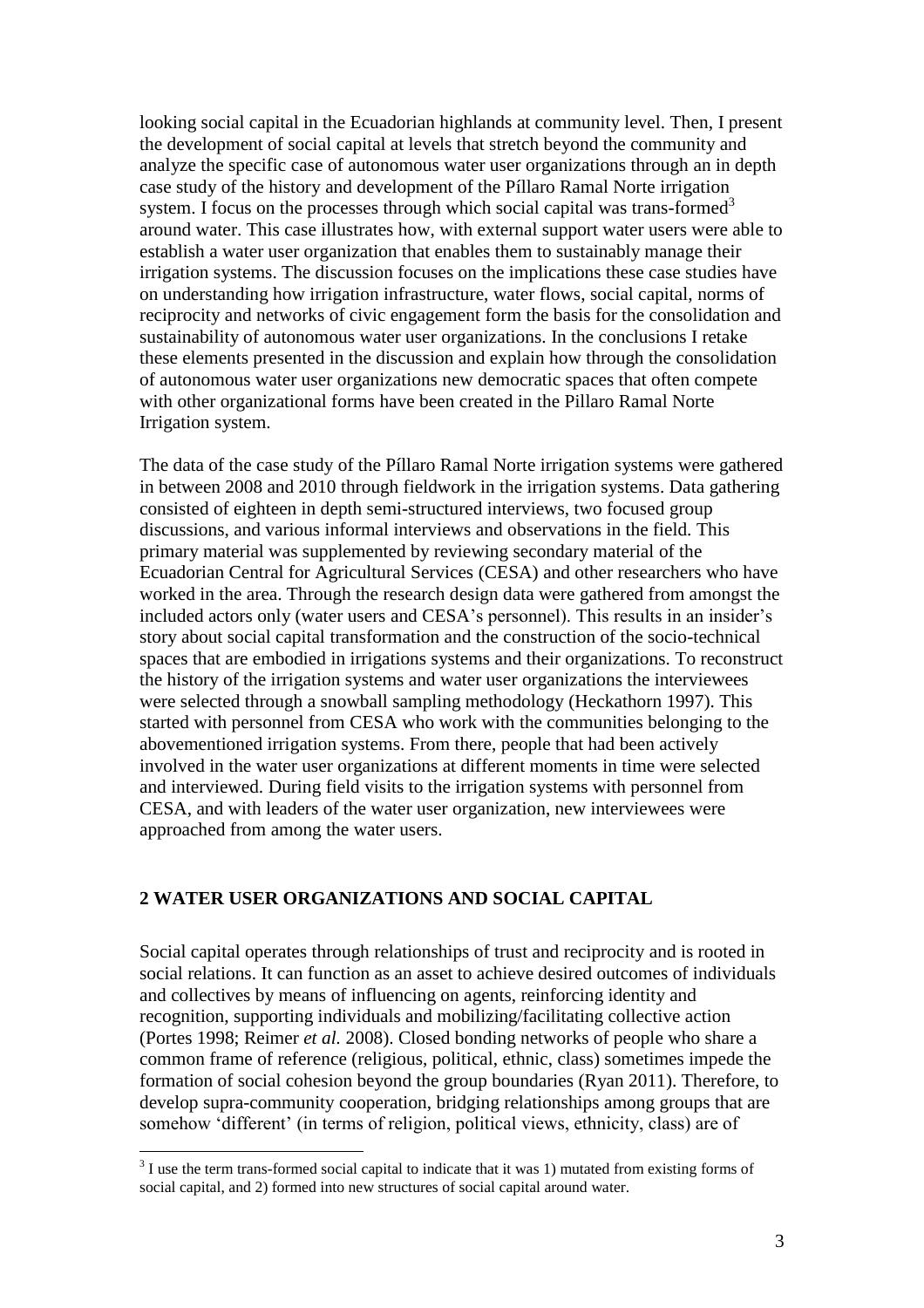looking social capital in the Ecuadorian highlands at community level. Then, I present the development of social capital at levels that stretch beyond the community and analyze the specific case of autonomous water user organizations through an in depth case study of the history and development of the Píllaro Ramal Norte irrigation system. I focus on the processes through which social capital was trans-formed[3] around water. This case illustrates how, with external support water users were able to establish a water user organization that enables them to sustainably manage their irrigation systems. The discussion focuses on the implications these case studies have on understanding how irrigation infrastructure, water flows, social capital, norms of reciprocity and networks of civic engagement form the basis for the consolidation and sustainability of autonomous water user organizations. In the conclusions I retake these elements presented in the discussion and explain how through the consolidation of autonomous water user organizations new democratic spaces that often compete with other organizational forms have been created in the Pillaro Ramal Norte Irrigation system.

The data of the case study of the Píllaro Ramal Norte irrigation systems were gathered in between 2008 and 2010 through fieldwork in the irrigation systems. Data gathering consisted of eighteen in depth semi-structured interviews, two focused group discussions, and various informal interviews and observations in the field. This primary material was supplemented by reviewing secondary material of the Ecuadorian Central for Agricultural Services (CESA) and other researchers who have worked in the area. Through the research design data were gathered from amongst the included actors only (water users and CESA's personnel). This results in an insider's story about social capital transformation and the construction of the socio-technical spaces that are embodied in irrigations systems and their organizations. To reconstruct the history of the irrigation systems and water user organizations the interviewees were selected through a snowball sampling methodology (Heckathorn 1997). This started with personnel from CESA who work with the communities belonging to the abovementioned irrigation systems. From there, people that had been actively involved in the water user organizations at different moments in time were selected and interviewed. During field visits to the irrigation systems with personnel from CESA, and with leaders of the water user organization, new interviewees were approached from among the water users.

## 2 WATER USER ORGANIZATIONS AND SOCIAL CAPITAL

Social capital operates through relationships of trust and reciprocity and is rooted in social relations. It can function as an asset to achieve desired outcomes of individuals and collectives by means of influencing on agents, reinforcing identity and recognition, supporting individuals and mobilizing/facilitating collective action (Portes 1998; Reimer *et al.* 2008). Closed bonding networks of people who share a common frame of reference (religious, political, ethnic, class) sometimes impede the formation of social cohesion beyond the group boundaries (Ryan 2011). Therefore, to develop supra-community cooperation, bridging relationships among groups that are somehow 'different' (in terms of religion, political views, ethnicity, class) are of

[3] I use the term trans-formed social capital to indicate that it was 1) mutated from existing forms of social capital, and 2) formed into new structures of social capital around water.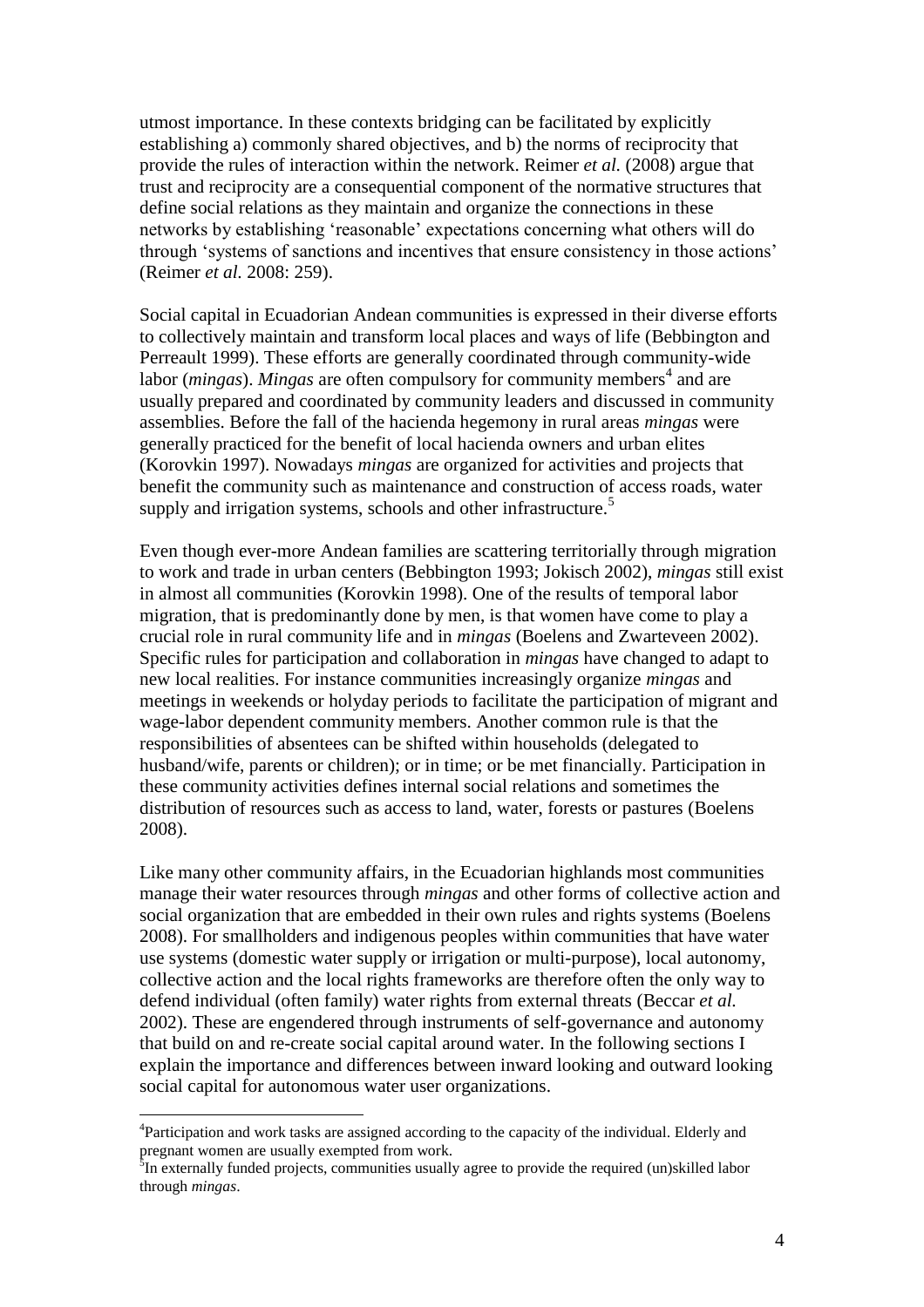utmost importance. In these contexts bridging can be facilitated by explicitly establishing a) commonly shared objectives, and b) the norms of reciprocity that provide the rules of interaction within the network. Reimer *et al.* (2008) argue that trust and reciprocity are a consequential component of the normative structures that define social relations as they maintain and organize the connections in these networks by establishing 'reasonable' expectations concerning what others will do through 'systems of sanctions and incentives that ensure consistency in those actions' (Reimer *et al.* 2008: 259).

Social capital in Ecuadorian Andean communities is expressed in their diverse efforts to collectively maintain and transform local places and ways of life (Bebbington and Perreault 1999). These efforts are generally coordinated through community-wide labor (*mingas*). *Mingas* are often compulsory for community members[4] and are usually prepared and coordinated by community leaders and discussed in community assemblies. Before the fall of the hacienda hegemony in rural areas *mingas* were generally practiced for the benefit of local hacienda owners and urban elites (Korovkin 1997). Nowadays *mingas* are organized for activities and projects that benefit the community such as maintenance and construction of access roads, water supply and irrigation systems, schools and other infrastructure.[5]

Even though ever-more Andean families are scattering territorially through migration to work and trade in urban centers (Bebbington 1993; Jokisch 2002), *mingas* still exist in almost all communities (Korovkin 1998). One of the results of temporal labor migration, that is predominantly done by men, is that women have come to play a crucial role in rural community life and in *mingas* (Boelens and Zwarteveen 2002). Specific rules for participation and collaboration in *mingas* have changed to adapt to new local realities. For instance communities increasingly organize *mingas* and meetings in weekends or holyday periods to facilitate the participation of migrant and wage-labor dependent community members. Another common rule is that the responsibilities of absentees can be shifted within households (delegated to husband/wife, parents or children); or in time; or be met financially. Participation in these community activities defines internal social relations and sometimes the distribution of resources such as access to land, water, forests or pastures (Boelens 2008).

Like many other community affairs, in the Ecuadorian highlands most communities manage their water resources through *mingas* and other forms of collective action and social organization that are embedded in their own rules and rights systems (Boelens 2008). For smallholders and indigenous peoples within communities that have water use systems (domestic water supply or irrigation or multi-purpose), local autonomy, collective action and the local rights frameworks are therefore often the only way to defend individual (often family) water rights from external threats (Beccar *et al.* 2002). These are engendered through instruments of self-governance and autonomy that build on and re-create social capital around water. In the following sections I explain the importance and differences between inward looking and outward looking social capital for autonomous water user organizations.

---

[4]Participation and work tasks are assigned according to the capacity of the individual. Elderly and pregnant women are usually exempted from work.

[5]In externally funded projects, communities usually agree to provide the required (un)skilled labor through *mingas*.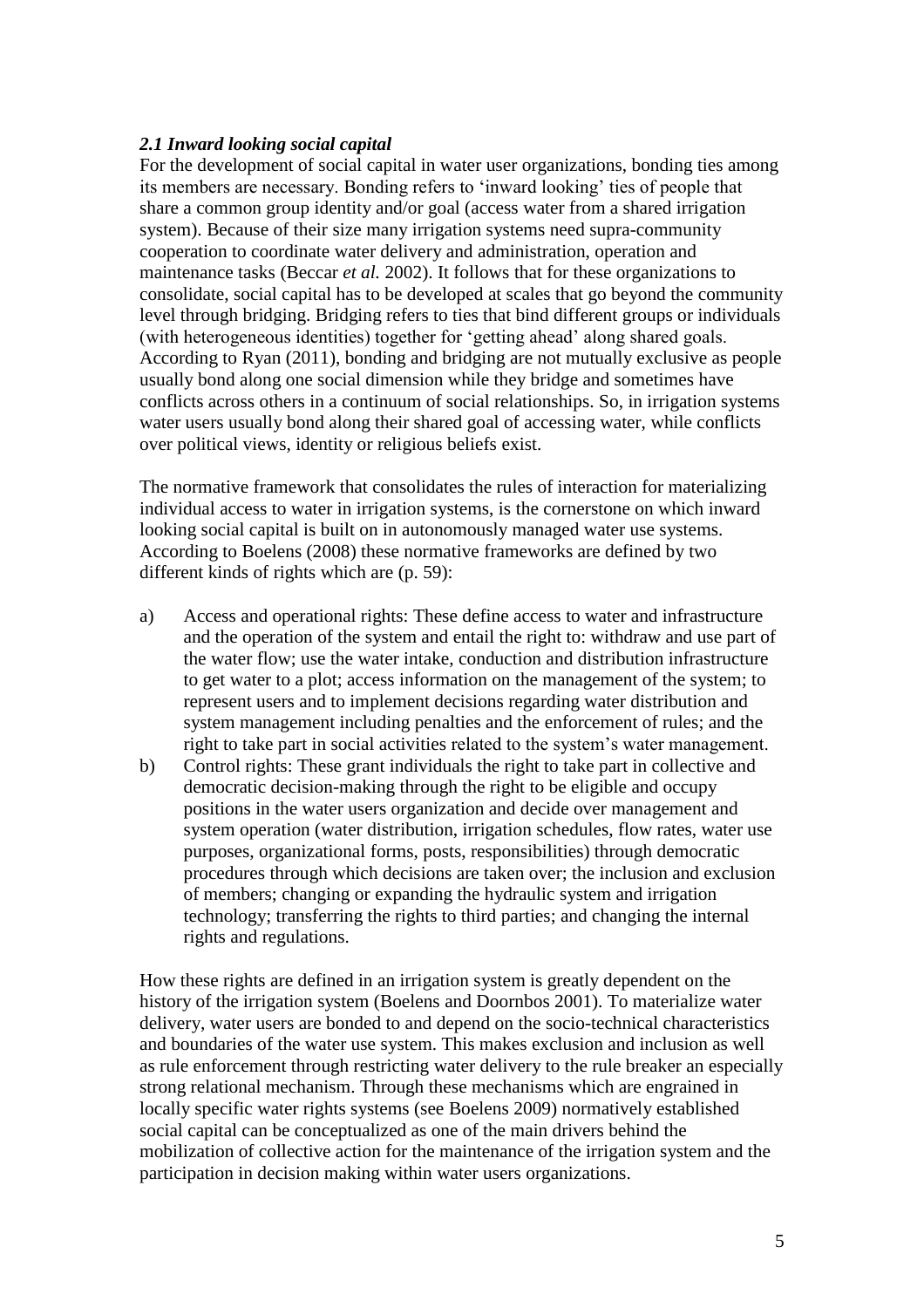### *2.1 Inward looking social capital*

For the development of social capital in water user organizations, bonding ties among its members are necessary. Bonding refers to 'inward looking' ties of people that share a common group identity and/or goal (access water from a shared irrigation system). Because of their size many irrigation systems need supra-community cooperation to coordinate water delivery and administration, operation and maintenance tasks (Beccar *et al.* 2002). It follows that for these organizations to consolidate, social capital has to be developed at scales that go beyond the community level through bridging. Bridging refers to ties that bind different groups or individuals (with heterogeneous identities) together for 'getting ahead' along shared goals. According to Ryan (2011), bonding and bridging are not mutually exclusive as people usually bond along one social dimension while they bridge and sometimes have conflicts across others in a continuum of social relationships. So, in irrigation systems water users usually bond along their shared goal of accessing water, while conflicts over political views, identity or religious beliefs exist.

The normative framework that consolidates the rules of interaction for materializing individual access to water in irrigation systems, is the cornerstone on which inward looking social capital is built on in autonomously managed water use systems. According to Boelens (2008) these normative frameworks are defined by two different kinds of rights which are (p. 59):

a) Access and operational rights: These define access to water and infrastructure and the operation of the system and entail the right to: withdraw and use part of the water flow; use the water intake, conduction and distribution infrastructure to get water to a plot; access information on the management of the system; to represent users and to implement decisions regarding water distribution and system management including penalties and the enforcement of rules; and the right to take part in social activities related to the system's water management.

b) Control rights: These grant individuals the right to take part in collective and democratic decision-making through the right to be eligible and occupy positions in the water users organization and decide over management and system operation (water distribution, irrigation schedules, flow rates, water use purposes, organizational forms, posts, responsibilities) through democratic procedures through which decisions are taken over; the inclusion and exclusion of members; changing or expanding the hydraulic system and irrigation technology; transferring the rights to third parties; and changing the internal rights and regulations.

How these rights are defined in an irrigation system is greatly dependent on the history of the irrigation system (Boelens and Doornbos 2001). To materialize water delivery, water users are bonded to and depend on the socio-technical characteristics and boundaries of the water use system. This makes exclusion and inclusion as well as rule enforcement through restricting water delivery to the rule breaker an especially strong relational mechanism. Through these mechanisms which are engrained in locally specific water rights systems (see Boelens 2009) normatively established social capital can be conceptualized as one of the main drivers behind the mobilization of collective action for the maintenance of the irrigation system and the participation in decision making within water users organizations.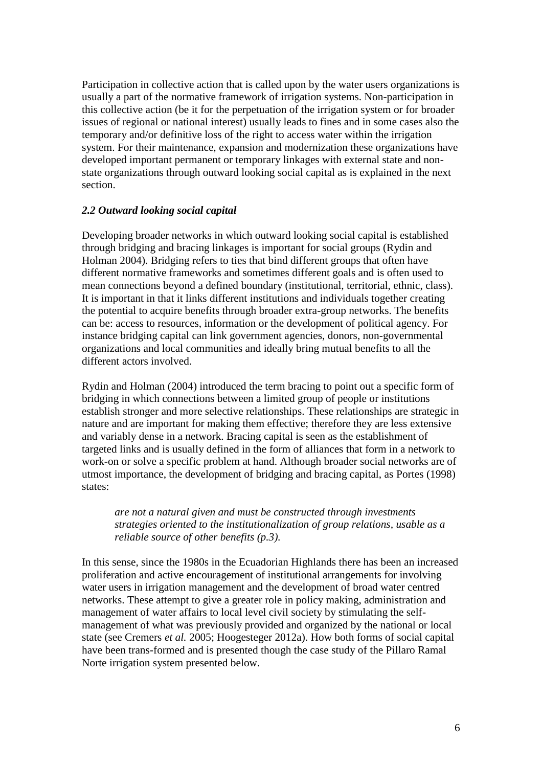Participation in collective action that is called upon by the water users organizations is usually a part of the normative framework of irrigation systems. Non-participation in this collective action (be it for the perpetuation of the irrigation system or for broader issues of regional or national interest) usually leads to fines and in some cases also the temporary and/or definitive loss of the right to access water within the irrigation system. For their maintenance, expansion and modernization these organizations have developed important permanent or temporary linkages with external state and non-state organizations through outward looking social capital as is explained in the next section.

### *2.2 Outward looking social capital*

Developing broader networks in which outward looking social capital is established through bridging and bracing linkages is important for social groups (Rydin and Holman 2004). Bridging refers to ties that bind different groups that often have different normative frameworks and sometimes different goals and is often used to mean connections beyond a defined boundary (institutional, territorial, ethnic, class). It is important in that it links different institutions and individuals together creating the potential to acquire benefits through broader extra-group networks. The benefits can be: access to resources, information or the development of political agency. For instance bridging capital can link government agencies, donors, non-governmental organizations and local communities and ideally bring mutual benefits to all the different actors involved.

Rydin and Holman (2004) introduced the term bracing to point out a specific form of bridging in which connections between a limited group of people or institutions establish stronger and more selective relationships. These relationships are strategic in nature and are important for making them effective; therefore they are less extensive and variably dense in a network. Bracing capital is seen as the establishment of targeted links and is usually defined in the form of alliances that form in a network to work-on or solve a specific problem at hand. Although broader social networks are of utmost importance, the development of bridging and bracing capital, as Portes (1998) states:

> *are not a natural given and must be constructed through investments strategies oriented to the institutionalization of group relations, usable as a reliable source of other benefits (p.3).*

In this sense, since the 1980s in the Ecuadorian Highlands there has been an increased proliferation and active encouragement of institutional arrangements for involving water users in irrigation management and the development of broad water centred networks. These attempt to give a greater role in policy making, administration and management of water affairs to local level civil society by stimulating the self-management of what was previously provided and organized by the national or local state (see Cremers *et al.* 2005; Hoogesteger 2012a). How both forms of social capital have been trans-formed and is presented though the case study of the Pillaro Ramal Norte irrigation system presented below.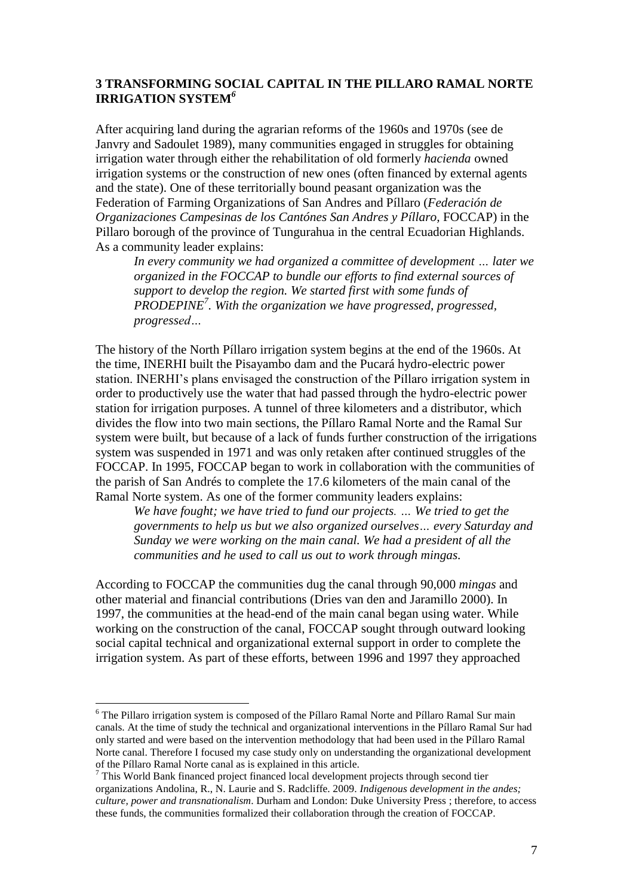## 3 TRANSFORMING SOCIAL CAPITAL IN THE PILLARO RAMAL NORTE IRRIGATION SYSTEM[6]

After acquiring land during the agrarian reforms of the 1960s and 1970s (see de Janvry and Sadoulet 1989), many communities engaged in struggles for obtaining irrigation water through either the rehabilitation of old formerly *hacienda* owned irrigation systems or the construction of new ones (often financed by external agents and the state). One of these territorially bound peasant organization was the Federation of Farming Organizations of San Andres and Píllaro (*Federación de Organizaciones Campesinas de los Cantónes San Andres y Píllaro,* FOCCAP) in the Pillaro borough of the province of Tungurahua in the central Ecuadorian Highlands. As a community leader explains:

> *In every community we had organized a committee of development … later we organized in the FOCCAP to bundle our efforts to find external sources of support to develop the region. We started first with some funds of PRODEPINE[7]. With the organization we have progressed, progressed, progressed…*

The history of the North Píllaro irrigation system begins at the end of the 1960s. At the time, INERHI built the Pisayambo dam and the Pucará hydro-electric power station. INERHI's plans envisaged the construction of the Píllaro irrigation system in order to productively use the water that had passed through the hydro-electric power station for irrigation purposes. A tunnel of three kilometers and a distributor, which divides the flow into two main sections, the Píllaro Ramal Norte and the Ramal Sur system were built, but because of a lack of funds further construction of the irrigations system was suspended in 1971 and was only retaken after continued struggles of the FOCCAP. In 1995, FOCCAP began to work in collaboration with the communities of the parish of San Andrés to complete the 17.6 kilometers of the main canal of the Ramal Norte system. As one of the former community leaders explains:

> *We have fought; we have tried to fund our projects. … We tried to get the governments to help us but we also organized ourselves… every Saturday and Sunday we were working on the main canal. We had a president of all the communities and he used to call us out to work through mingas.*

According to FOCCAP the communities dug the canal through 90,000 *mingas* and other material and financial contributions (Dries van den and Jaramillo 2000). In 1997, the communities at the head-end of the main canal began using water. While working on the construction of the canal, FOCCAP sought through outward looking social capital technical and organizational external support in order to complete the irrigation system. As part of these efforts, between 1996 and 1997 they approached

---

[6] The Pillaro irrigation system is composed of the Píllaro Ramal Norte and Píllaro Ramal Sur main canals. At the time of study the technical and organizational interventions in the Píllaro Ramal Sur had only started and were based on the intervention methodology that had been used in the Píllaro Ramal Norte canal. Therefore I focused my case study only on understanding the organizational development of the Píllaro Ramal Norte canal as is explained in this article.

[7] This World Bank financed project financed local development projects through second tier organizations Andolina, R., N. Laurie and S. Radcliffe. 2009. *Indigenous development in the andes; culture, power and transnationalism*. Durham and London: Duke University Press ; therefore, to access these funds, the communities formalized their collaboration through the creation of FOCCAP.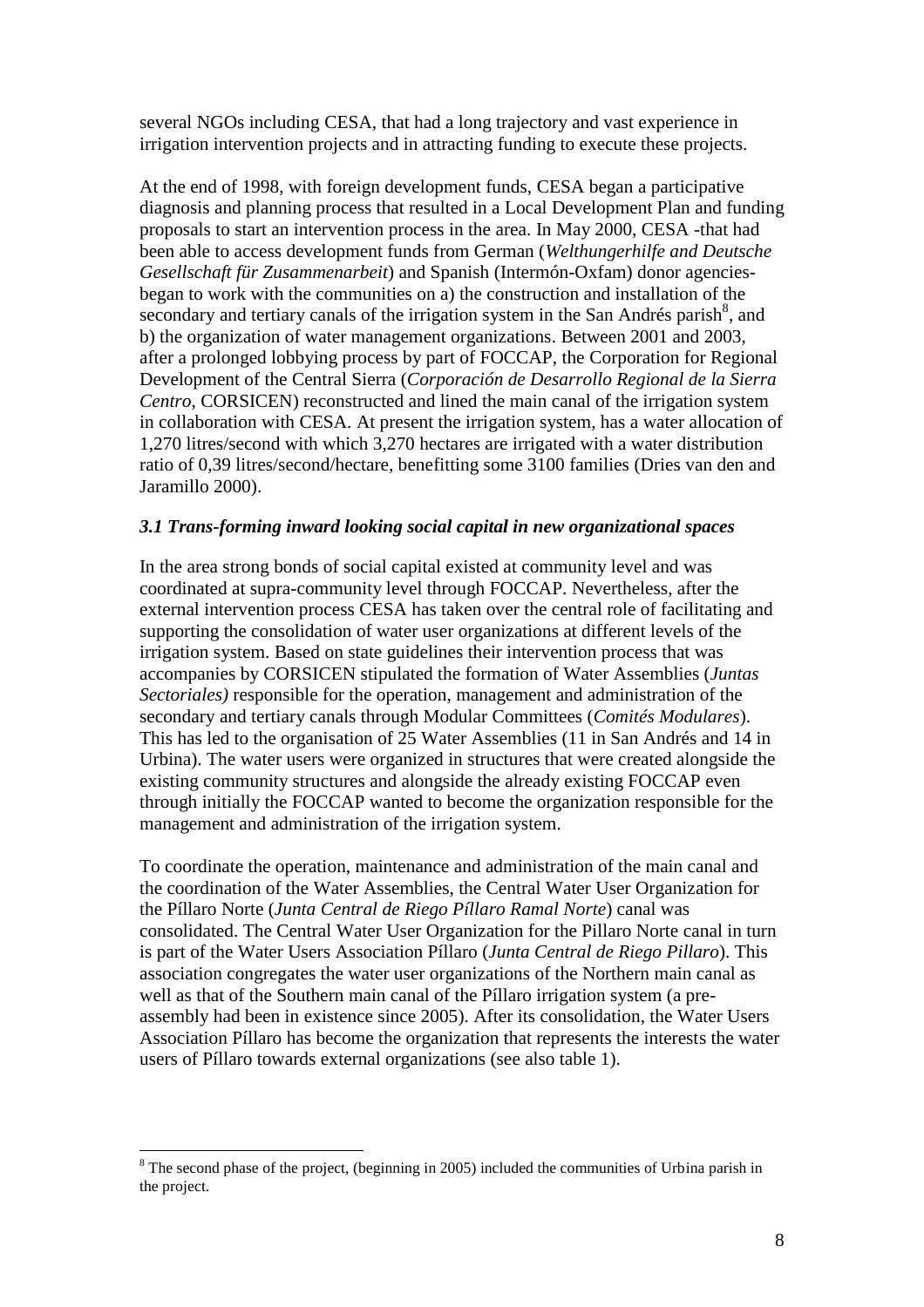several NGOs including CESA, that had a long trajectory and vast experience in irrigation intervention projects and in attracting funding to execute these projects.

At the end of 1998, with foreign development funds, CESA began a participative diagnosis and planning process that resulted in a Local Development Plan and funding proposals to start an intervention process in the area. In May 2000, CESA -that had been able to access development funds from German (*Welthungerhilfe and Deutsche Gesellschaft für Zusammenarbeit*) and Spanish (Intermón-Oxfam) donor agencies-began to work with the communities on a) the construction and installation of the secondary and tertiary canals of the irrigation system in the San Andrés parish[8], and b) the organization of water management organizations. Between 2001 and 2003, after a prolonged lobbying process by part of FOCCAP, the Corporation for Regional Development of the Central Sierra (*Corporación de Desarrollo Regional de la Sierra Centro*, CORSICEN) reconstructed and lined the main canal of the irrigation system in collaboration with CESA. At present the irrigation system, has a water allocation of 1,270 litres/second with which 3,270 hectares are irrigated with a water distribution ratio of 0,39 litres/second/hectare, benefitting some 3100 families (Dries van den and Jaramillo 2000).

### *3.1 Trans-forming inward looking social capital in new organizational spaces*

In the area strong bonds of social capital existed at community level and was coordinated at supra-community level through FOCCAP. Nevertheless, after the external intervention process CESA has taken over the central role of facilitating and supporting the consolidation of water user organizations at different levels of the irrigation system. Based on state guidelines their intervention process that was accompanies by CORSICEN stipulated the formation of Water Assemblies (*Juntas Sectoriales)* responsible for the operation, management and administration of the secondary and tertiary canals through Modular Committees (*Comités Modulares*). This has led to the organisation of 25 Water Assemblies (11 in San Andrés and 14 in Urbina). The water users were organized in structures that were created alongside the existing community structures and alongside the already existing FOCCAP even through initially the FOCCAP wanted to become the organization responsible for the management and administration of the irrigation system.

To coordinate the operation, maintenance and administration of the main canal and the coordination of the Water Assemblies, the Central Water User Organization for the Píllaro Norte (*Junta Central de Riego Píllaro Ramal Norte*) canal was consolidated. The Central Water User Organization for the Pillaro Norte canal in turn is part of the Water Users Association Píllaro (*Junta Central de Riego Pillaro*). This association congregates the water user organizations of the Northern main canal as well as that of the Southern main canal of the Píllaro irrigation system (a pre-assembly had been in existence since 2005). After its consolidation, the Water Users Association Píllaro has become the organization that represents the interests the water users of Píllaro towards external organizations (see also table 1).

---

[8] The second phase of the project, (beginning in 2005) included the communities of Urbina parish in the project.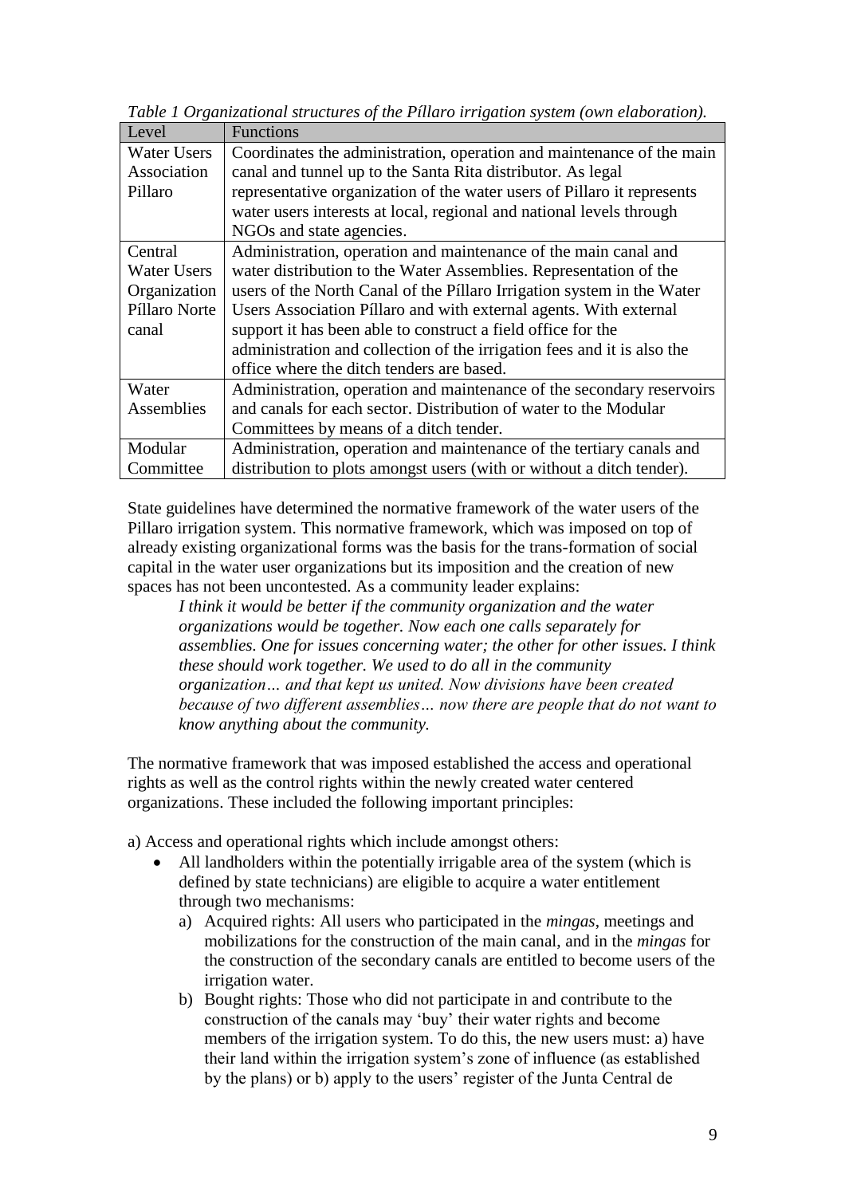*Table 1 Organizational structures of the Píllaro irrigation system (own elaboration).*

| Level | Functions |
|---|---|
| Water Users Association Pillaro | Coordinates the administration, operation and maintenance of the main canal and tunnel up to the Santa Rita distributor. As legal representative organization of the water users of Pillaro it represents water users interests at local, regional and national levels through NGOs and state agencies. |
| Central Water Users Organization Píllaro Norte canal | Administration, operation and maintenance of the main canal and water distribution to the Water Assemblies. Representation of the users of the North Canal of the Píllaro Irrigation system in the Water Users Association Píllaro and with external agents. With external support it has been able to construct a field office for the administration and collection of the irrigation fees and it is also the office where the ditch tenders are based. |
| Water Assemblies | Administration, operation and maintenance of the secondary reservoirs and canals for each sector. Distribution of water to the Modular Committees by means of a ditch tender. |
| Modular Committee | Administration, operation and maintenance of the tertiary canals and distribution to plots amongst users (with or without a ditch tender). |

State guidelines have determined the normative framework of the water users of the Pillaro irrigation system. This normative framework, which was imposed on top of already existing organizational forms was the basis for the trans-formation of social capital in the water user organizations but its imposition and the creation of new spaces has not been uncontested. As a community leader explains:

> *I think it would be better if the community organization and the water organizations would be together. Now each one calls separately for assemblies. One for issues concerning water; the other for other issues. I think these should work together. We used to do all in the community organization… and that kept us united. Now divisions have been created because of two different assemblies… now there are people that do not want to know anything about the community.*

The normative framework that was imposed established the access and operational rights as well as the control rights within the newly created water centered organizations. These included the following important principles:

a) Access and operational rights which include amongst others:

- All landholders within the potentially irrigable area of the system (which is defined by state technicians) are eligible to acquire a water entitlement through two mechanisms:
  a) Acquired rights: All users who participated in the *mingas*, meetings and mobilizations for the construction of the main canal, and in the *mingas* for the construction of the secondary canals are entitled to become users of the irrigation water.
  b) Bought rights: Those who did not participate in and contribute to the construction of the canals may 'buy' their water rights and become members of the irrigation system. To do this, the new users must: a) have their land within the irrigation system's zone of influence (as established by the plans) or b) apply to the users' register of the Junta Central de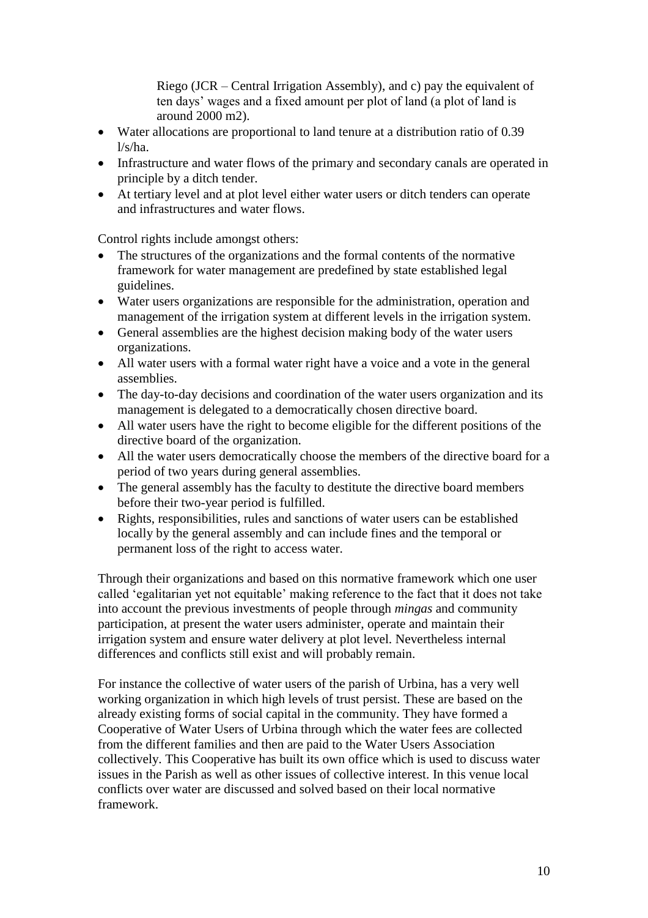Riego (JCR – Central Irrigation Assembly), and c) pay the equivalent of ten days' wages and a fixed amount per plot of land (a plot of land is around 2000 m2).

- Water allocations are proportional to land tenure at a distribution ratio of 0.39 l/s/ha.
- Infrastructure and water flows of the primary and secondary canals are operated in principle by a ditch tender.
- At tertiary level and at plot level either water users or ditch tenders can operate and infrastructures and water flows.

Control rights include amongst others:

- The structures of the organizations and the formal contents of the normative framework for water management are predefined by state established legal guidelines.
- Water users organizations are responsible for the administration, operation and management of the irrigation system at different levels in the irrigation system.
- General assemblies are the highest decision making body of the water users organizations.
- All water users with a formal water right have a voice and a vote in the general assemblies.
- The day-to-day decisions and coordination of the water users organization and its management is delegated to a democratically chosen directive board.
- All water users have the right to become eligible for the different positions of the directive board of the organization.
- All the water users democratically choose the members of the directive board for a period of two years during general assemblies.
- The general assembly has the faculty to destitute the directive board members before their two-year period is fulfilled.
- Rights, responsibilities, rules and sanctions of water users can be established locally by the general assembly and can include fines and the temporal or permanent loss of the right to access water.

Through their organizations and based on this normative framework which one user called 'egalitarian yet not equitable' making reference to the fact that it does not take into account the previous investments of people through *mingas* and community participation, at present the water users administer, operate and maintain their irrigation system and ensure water delivery at plot level. Nevertheless internal differences and conflicts still exist and will probably remain.

For instance the collective of water users of the parish of Urbina, has a very well working organization in which high levels of trust persist. These are based on the already existing forms of social capital in the community. They have formed a Cooperative of Water Users of Urbina through which the water fees are collected from the different families and then are paid to the Water Users Association collectively. This Cooperative has built its own office which is used to discuss water issues in the Parish as well as other issues of collective interest. In this venue local conflicts over water are discussed and solved based on their local normative framework.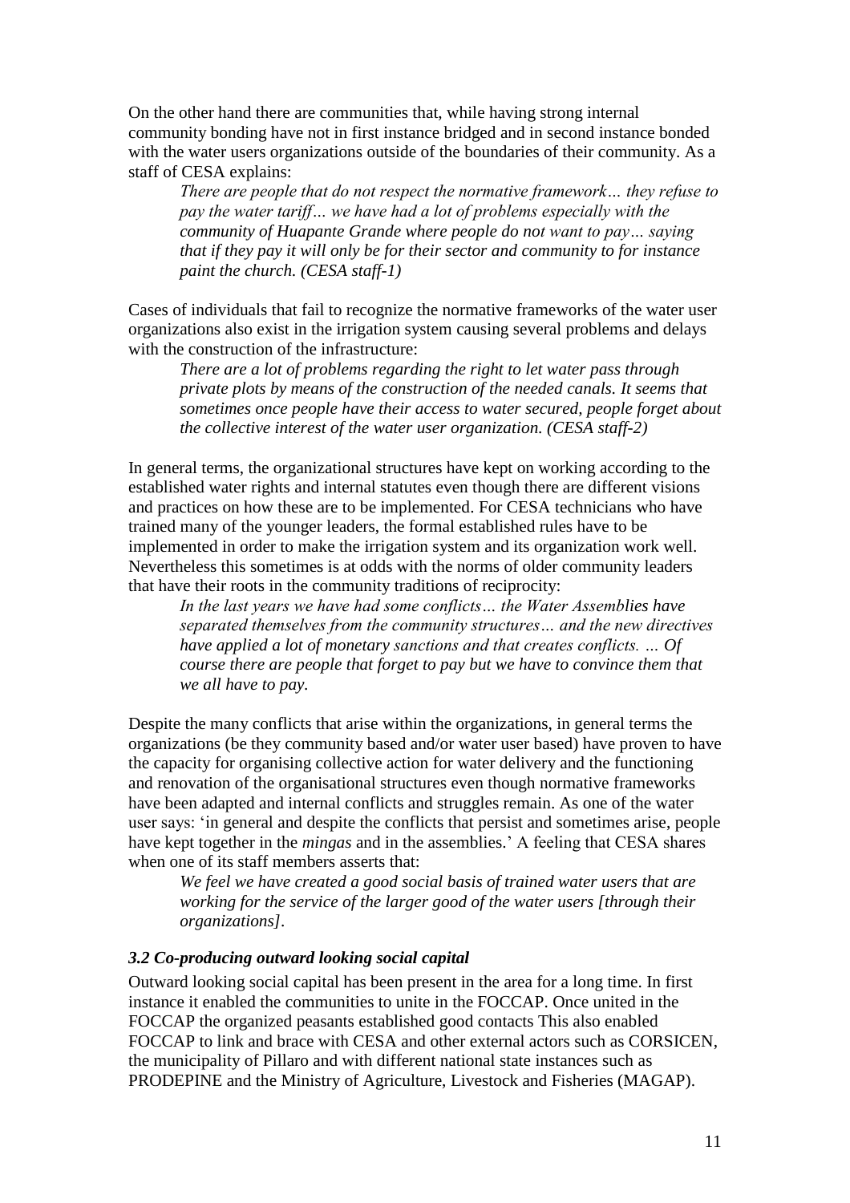On the other hand there are communities that, while having strong internal community bonding have not in first instance bridged and in second instance bonded with the water users organizations outside of the boundaries of their community. As a staff of CESA explains:

> *There are people that do not respect the normative framework… they refuse to pay the water tariff… we have had a lot of problems especially with the community of Huapante Grande where people do not want to pay… saying that if they pay it will only be for their sector and community to for instance paint the church. (CESA staff-1)*

Cases of individuals that fail to recognize the normative frameworks of the water user organizations also exist in the irrigation system causing several problems and delays with the construction of the infrastructure:

> *There are a lot of problems regarding the right to let water pass through private plots by means of the construction of the needed canals. It seems that sometimes once people have their access to water secured, people forget about the collective interest of the water user organization. (CESA staff-2)*

In general terms, the organizational structures have kept on working according to the established water rights and internal statutes even though there are different visions and practices on how these are to be implemented. For CESA technicians who have trained many of the younger leaders, the formal established rules have to be implemented in order to make the irrigation system and its organization work well. Nevertheless this sometimes is at odds with the norms of older community leaders that have their roots in the community traditions of reciprocity:

> *In the last years we have had some conflicts… the Water Assemblies have separated themselves from the community structures… and the new directives have applied a lot of monetary sanctions and that creates conflicts. … Of course there are people that forget to pay but we have to convince them that we all have to pay.*

Despite the many conflicts that arise within the organizations, in general terms the organizations (be they community based and/or water user based) have proven to have the capacity for organising collective action for water delivery and the functioning and renovation of the organisational structures even though normative frameworks have been adapted and internal conflicts and struggles remain. As one of the water user says: 'in general and despite the conflicts that persist and sometimes arise, people have kept together in the *mingas* and in the assemblies.' A feeling that CESA shares when one of its staff members asserts that:

> *We feel we have created a good social basis of trained water users that are working for the service of the larger good of the water users [through their organizations]*.

### *3.2 Co-producing outward looking social capital*

Outward looking social capital has been present in the area for a long time. In first instance it enabled the communities to unite in the FOCCAP. Once united in the FOCCAP the organized peasants established good contacts This also enabled FOCCAP to link and brace with CESA and other external actors such as CORSICEN, the municipality of Pillaro and with different national state instances such as PRODEPINE and the Ministry of Agriculture, Livestock and Fisheries (MAGAP).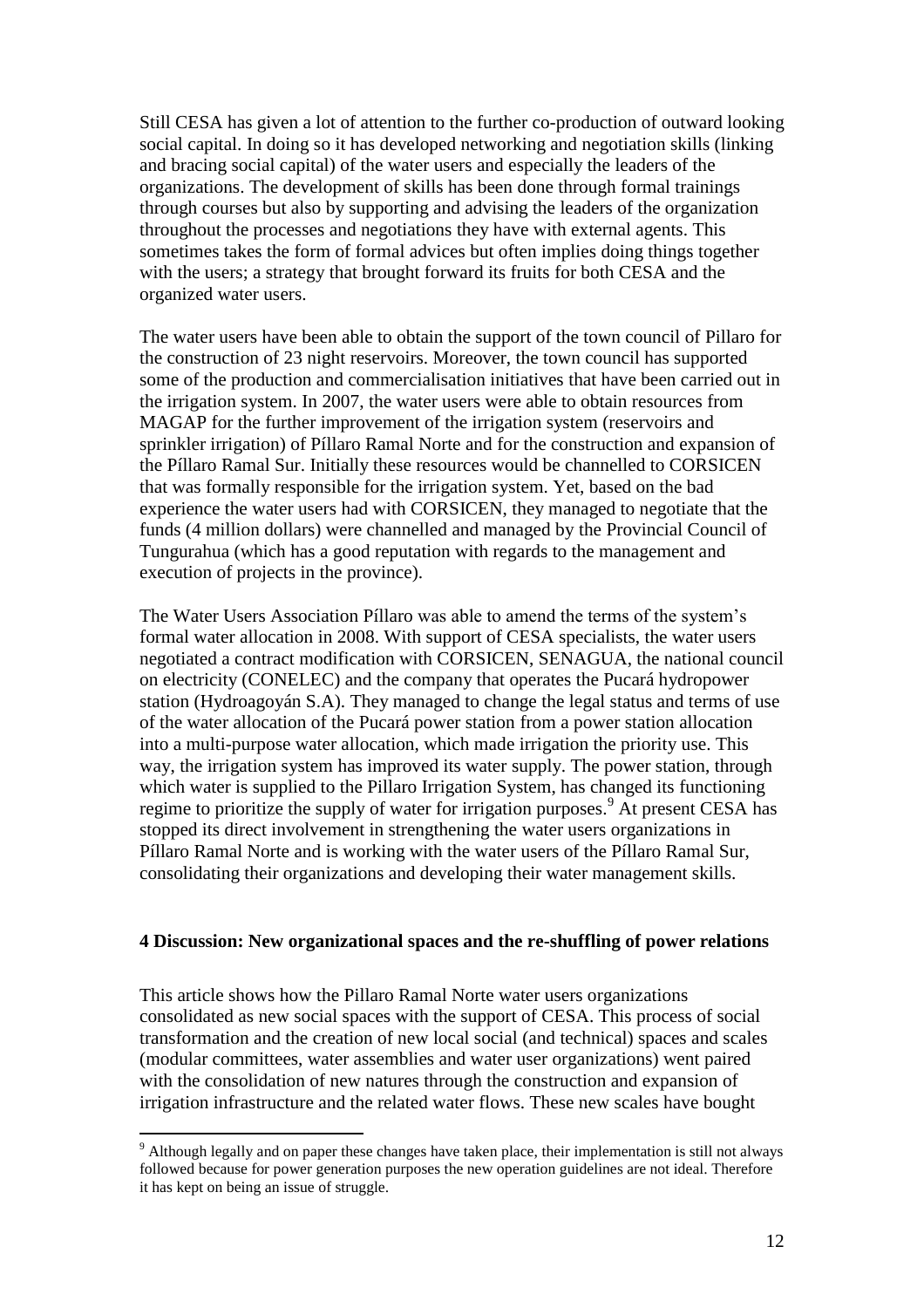Still CESA has given a lot of attention to the further co-production of outward looking social capital. In doing so it has developed networking and negotiation skills (linking and bracing social capital) of the water users and especially the leaders of the organizations. The development of skills has been done through formal trainings through courses but also by supporting and advising the leaders of the organization throughout the processes and negotiations they have with external agents. This sometimes takes the form of formal advices but often implies doing things together with the users; a strategy that brought forward its fruits for both CESA and the organized water users.

The water users have been able to obtain the support of the town council of Pillaro for the construction of 23 night reservoirs. Moreover, the town council has supported some of the production and commercialisation initiatives that have been carried out in the irrigation system. In 2007, the water users were able to obtain resources from MAGAP for the further improvement of the irrigation system (reservoirs and sprinkler irrigation) of Píllaro Ramal Norte and for the construction and expansion of the Píllaro Ramal Sur. Initially these resources would be channelled to CORSICEN that was formally responsible for the irrigation system. Yet, based on the bad experience the water users had with CORSICEN, they managed to negotiate that the funds (4 million dollars) were channelled and managed by the Provincial Council of Tungurahua (which has a good reputation with regards to the management and execution of projects in the province).

The Water Users Association Píllaro was able to amend the terms of the system's formal water allocation in 2008. With support of CESA specialists, the water users negotiated a contract modification with CORSICEN, SENAGUA, the national council on electricity (CONELEC) and the company that operates the Pucará hydropower station (Hydroagoyán S.A). They managed to change the legal status and terms of use of the water allocation of the Pucará power station from a power station allocation into a multi-purpose water allocation, which made irrigation the priority use. This way, the irrigation system has improved its water supply. The power station, through which water is supplied to the Pillaro Irrigation System, has changed its functioning regime to prioritize the supply of water for irrigation purposes.[9] At present CESA has stopped its direct involvement in strengthening the water users organizations in Píllaro Ramal Norte and is working with the water users of the Píllaro Ramal Sur, consolidating their organizations and developing their water management skills.

## 4 Discussion: New organizational spaces and the re-shuffling of power relations

This article shows how the Pillaro Ramal Norte water users organizations consolidated as new social spaces with the support of CESA. This process of social transformation and the creation of new local social (and technical) spaces and scales (modular committees, water assemblies and water user organizations) went paired with the consolidation of new natures through the construction and expansion of irrigation infrastructure and the related water flows. These new scales have bought

[9] Although legally and on paper these changes have taken place, their implementation is still not always followed because for power generation purposes the new operation guidelines are not ideal. Therefore it has kept on being an issue of struggle.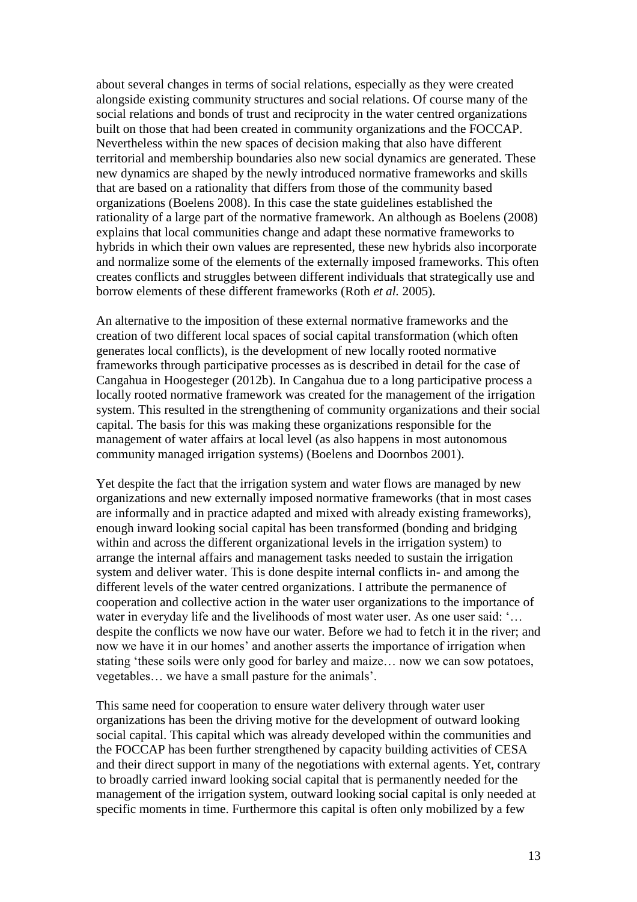about several changes in terms of social relations, especially as they were created alongside existing community structures and social relations. Of course many of the social relations and bonds of trust and reciprocity in the water centred organizations built on those that had been created in community organizations and the FOCCAP. Nevertheless within the new spaces of decision making that also have different territorial and membership boundaries also new social dynamics are generated. These new dynamics are shaped by the newly introduced normative frameworks and skills that are based on a rationality that differs from those of the community based organizations (Boelens 2008). In this case the state guidelines established the rationality of a large part of the normative framework. An although as Boelens (2008) explains that local communities change and adapt these normative frameworks to hybrids in which their own values are represented, these new hybrids also incorporate and normalize some of the elements of the externally imposed frameworks. This often creates conflicts and struggles between different individuals that strategically use and borrow elements of these different frameworks (Roth *et al.* 2005).

An alternative to the imposition of these external normative frameworks and the creation of two different local spaces of social capital transformation (which often generates local conflicts), is the development of new locally rooted normative frameworks through participative processes as is described in detail for the case of Cangahua in Hoogesteger (2012b). In Cangahua due to a long participative process a locally rooted normative framework was created for the management of the irrigation system. This resulted in the strengthening of community organizations and their social capital. The basis for this was making these organizations responsible for the management of water affairs at local level (as also happens in most autonomous community managed irrigation systems) (Boelens and Doornbos 2001).

Yet despite the fact that the irrigation system and water flows are managed by new organizations and new externally imposed normative frameworks (that in most cases are informally and in practice adapted and mixed with already existing frameworks), enough inward looking social capital has been transformed (bonding and bridging within and across the different organizational levels in the irrigation system) to arrange the internal affairs and management tasks needed to sustain the irrigation system and deliver water. This is done despite internal conflicts in- and among the different levels of the water centred organizations. I attribute the permanence of cooperation and collective action in the water user organizations to the importance of water in everyday life and the livelihoods of most water user. As one user said: '… despite the conflicts we now have our water. Before we had to fetch it in the river; and now we have it in our homes' and another asserts the importance of irrigation when stating 'these soils were only good for barley and maize… now we can sow potatoes, vegetables… we have a small pasture for the animals'.

This same need for cooperation to ensure water delivery through water user organizations has been the driving motive for the development of outward looking social capital. This capital which was already developed within the communities and the FOCCAP has been further strengthened by capacity building activities of CESA and their direct support in many of the negotiations with external agents. Yet, contrary to broadly carried inward looking social capital that is permanently needed for the management of the irrigation system, outward looking social capital is only needed at specific moments in time. Furthermore this capital is often only mobilized by a few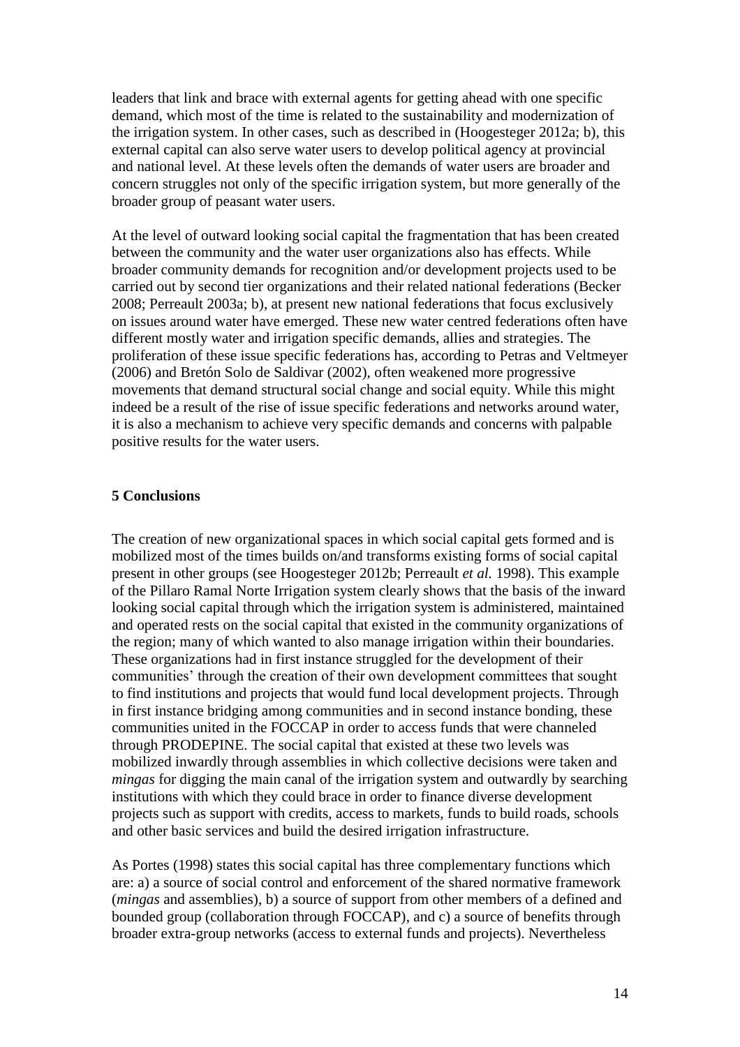leaders that link and brace with external agents for getting ahead with one specific demand, which most of the time is related to the sustainability and modernization of the irrigation system. In other cases, such as described in (Hoogesteger 2012a; b), this external capital can also serve water users to develop political agency at provincial and national level. At these levels often the demands of water users are broader and concern struggles not only of the specific irrigation system, but more generally of the broader group of peasant water users.

At the level of outward looking social capital the fragmentation that has been created between the community and the water user organizations also has effects. While broader community demands for recognition and/or development projects used to be carried out by second tier organizations and their related national federations (Becker 2008; Perreault 2003a; b), at present new national federations that focus exclusively on issues around water have emerged. These new water centred federations often have different mostly water and irrigation specific demands, allies and strategies. The proliferation of these issue specific federations has, according to Petras and Veltmeyer (2006) and Bretón Solo de Saldivar (2002), often weakened more progressive movements that demand structural social change and social equity. While this might indeed be a result of the rise of issue specific federations and networks around water, it is also a mechanism to achieve very specific demands and concerns with palpable positive results for the water users.

## 5 Conclusions

The creation of new organizational spaces in which social capital gets formed and is mobilized most of the times builds on/and transforms existing forms of social capital present in other groups (see Hoogesteger 2012b; Perreault *et al.* 1998). This example of the Pillaro Ramal Norte Irrigation system clearly shows that the basis of the inward looking social capital through which the irrigation system is administered, maintained and operated rests on the social capital that existed in the community organizations of the region; many of which wanted to also manage irrigation within their boundaries. These organizations had in first instance struggled for the development of their communities' through the creation of their own development committees that sought to find institutions and projects that would fund local development projects. Through in first instance bridging among communities and in second instance bonding, these communities united in the FOCCAP in order to access funds that were channeled through PRODEPINE. The social capital that existed at these two levels was mobilized inwardly through assemblies in which collective decisions were taken and *mingas* for digging the main canal of the irrigation system and outwardly by searching institutions with which they could brace in order to finance diverse development projects such as support with credits, access to markets, funds to build roads, schools and other basic services and build the desired irrigation infrastructure.

As Portes (1998) states this social capital has three complementary functions which are: a) a source of social control and enforcement of the shared normative framework (*mingas* and assemblies), b) a source of support from other members of a defined and bounded group (collaboration through FOCCAP), and c) a source of benefits through broader extra-group networks (access to external funds and projects). Nevertheless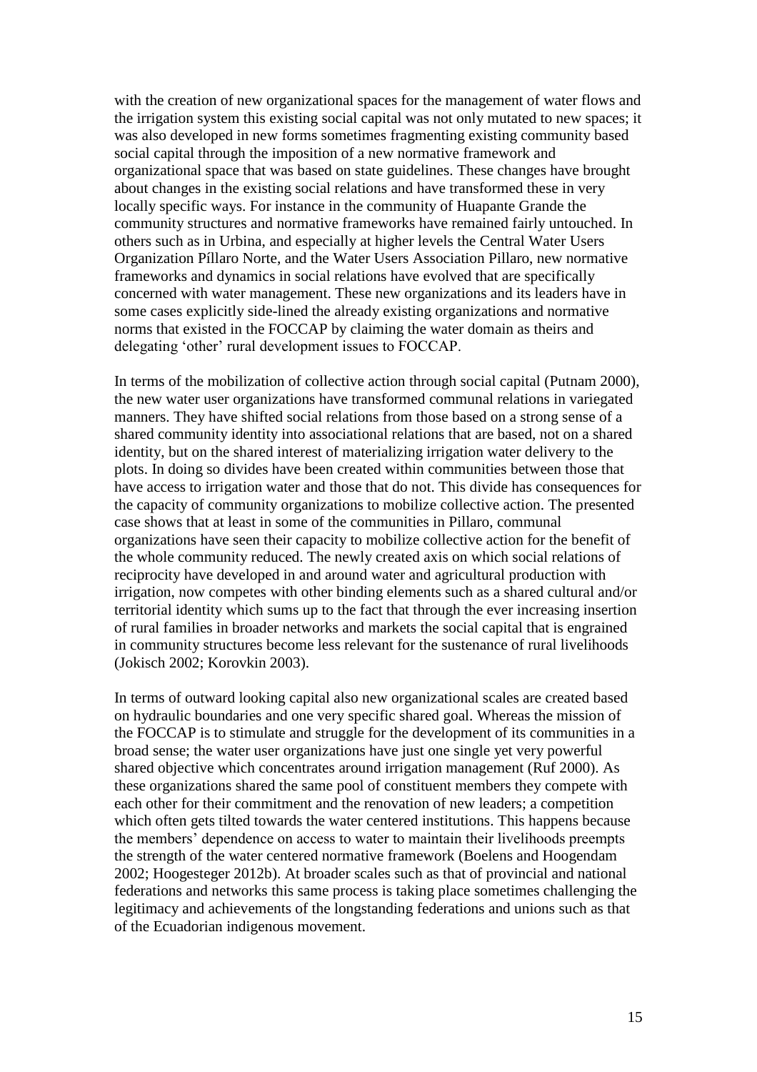with the creation of new organizational spaces for the management of water flows and the irrigation system this existing social capital was not only mutated to new spaces; it was also developed in new forms sometimes fragmenting existing community based social capital through the imposition of a new normative framework and organizational space that was based on state guidelines. These changes have brought about changes in the existing social relations and have transformed these in very locally specific ways. For instance in the community of Huapante Grande the community structures and normative frameworks have remained fairly untouched. In others such as in Urbina, and especially at higher levels the Central Water Users Organization Píllaro Norte, and the Water Users Association Pillaro, new normative frameworks and dynamics in social relations have evolved that are specifically concerned with water management. These new organizations and its leaders have in some cases explicitly side-lined the already existing organizations and normative norms that existed in the FOCCAP by claiming the water domain as theirs and delegating 'other' rural development issues to FOCCAP.

In terms of the mobilization of collective action through social capital (Putnam 2000), the new water user organizations have transformed communal relations in variegated manners. They have shifted social relations from those based on a strong sense of a shared community identity into associational relations that are based, not on a shared identity, but on the shared interest of materializing irrigation water delivery to the plots. In doing so divides have been created within communities between those that have access to irrigation water and those that do not. This divide has consequences for the capacity of community organizations to mobilize collective action. The presented case shows that at least in some of the communities in Pillaro, communal organizations have seen their capacity to mobilize collective action for the benefit of the whole community reduced. The newly created axis on which social relations of reciprocity have developed in and around water and agricultural production with irrigation, now competes with other binding elements such as a shared cultural and/or territorial identity which sums up to the fact that through the ever increasing insertion of rural families in broader networks and markets the social capital that is engrained in community structures become less relevant for the sustenance of rural livelihoods (Jokisch 2002; Korovkin 2003).

In terms of outward looking capital also new organizational scales are created based on hydraulic boundaries and one very specific shared goal. Whereas the mission of the FOCCAP is to stimulate and struggle for the development of its communities in a broad sense; the water user organizations have just one single yet very powerful shared objective which concentrates around irrigation management (Ruf 2000). As these organizations shared the same pool of constituent members they compete with each other for their commitment and the renovation of new leaders; a competition which often gets tilted towards the water centered institutions. This happens because the members' dependence on access to water to maintain their livelihoods preempts the strength of the water centered normative framework (Boelens and Hoogendam 2002; Hoogesteger 2012b). At broader scales such as that of provincial and national federations and networks this same process is taking place sometimes challenging the legitimacy and achievements of the longstanding federations and unions such as that of the Ecuadorian indigenous movement.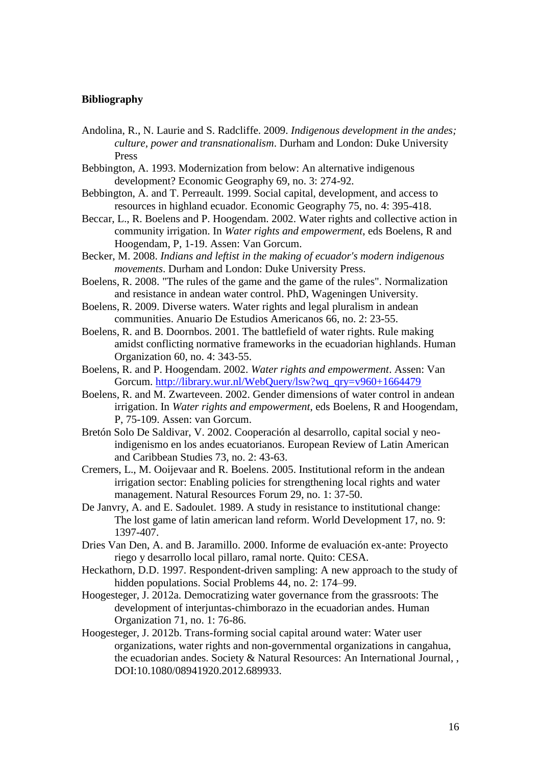**Bibliography**

Andolina, R., N. Laurie and S. Radcliffe. 2009. *Indigenous development in the andes; culture, power and transnationalism*. Durham and London: Duke University Press

Bebbington, A. 1993. Modernization from below: An alternative indigenous development? Economic Geography 69, no. 3: 274-92.

Bebbington, A. and T. Perreault. 1999. Social capital, development, and access to resources in highland ecuador. Economic Geography 75, no. 4: 395-418.

Beccar, L., R. Boelens and P. Hoogendam. 2002. Water rights and collective action in community irrigation. In *Water rights and empowerment*, eds Boelens, R and Hoogendam, P, 1-19. Assen: Van Gorcum.

Becker, M. 2008. *Indians and leftist in the making of ecuador's modern indigenous movements*. Durham and London: Duke University Press.

Boelens, R. 2008. "The rules of the game and the game of the rules". Normalization and resistance in andean water control. PhD, Wageningen University.

Boelens, R. 2009. Diverse waters. Water rights and legal pluralism in andean communities. Anuario De Estudios Americanos 66, no. 2: 23-55.

Boelens, R. and B. Doornbos. 2001. The battlefield of water rights. Rule making amidst conflicting normative frameworks in the ecuadorian highlands. Human Organization 60, no. 4: 343-55.

Boelens, R. and P. Hoogendam. 2002. *Water rights and empowerment*. Assen: Van Gorcum. http://library.wur.nl/WebQuery/lsw?wq_qry=v960+1664479

Boelens, R. and M. Zwarteveen. 2002. Gender dimensions of water control in andean irrigation. In *Water rights and empowerment*, eds Boelens, R and Hoogendam, P, 75-109. Assen: van Gorcum.

Bretón Solo De Saldivar, V. 2002. Cooperación al desarrollo, capital social y neo-indigenismo en los andes ecuatorianos. European Review of Latin American and Caribbean Studies 73, no. 2: 43-63.

Cremers, L., M. Ooijevaar and R. Boelens. 2005. Institutional reform in the andean irrigation sector: Enabling policies for strengthening local rights and water management. Natural Resources Forum 29, no. 1: 37-50.

De Janvry, A. and E. Sadoulet. 1989. A study in resistance to institutional change: The lost game of latin american land reform. World Development 17, no. 9: 1397-407.

Dries Van Den, A. and B. Jaramillo. 2000. Informe de evaluación ex-ante: Proyecto riego y desarrollo local pillaro, ramal norte. Quito: CESA.

Heckathorn, D.D. 1997. Respondent-driven sampling: A new approach to the study of hidden populations. Social Problems 44, no. 2: 174–99.

Hoogesteger, J. 2012a. Democratizing water governance from the grassroots: The development of interjuntas-chimborazo in the ecuadorian andes. Human Organization 71, no. 1: 76-86.

Hoogesteger, J. 2012b. Trans-forming social capital around water: Water user organizations, water rights and non-governmental organizations in cangahua, the ecuadorian andes. Society & Natural Resources: An International Journal, , DOI:10.1080/08941920.2012.689933.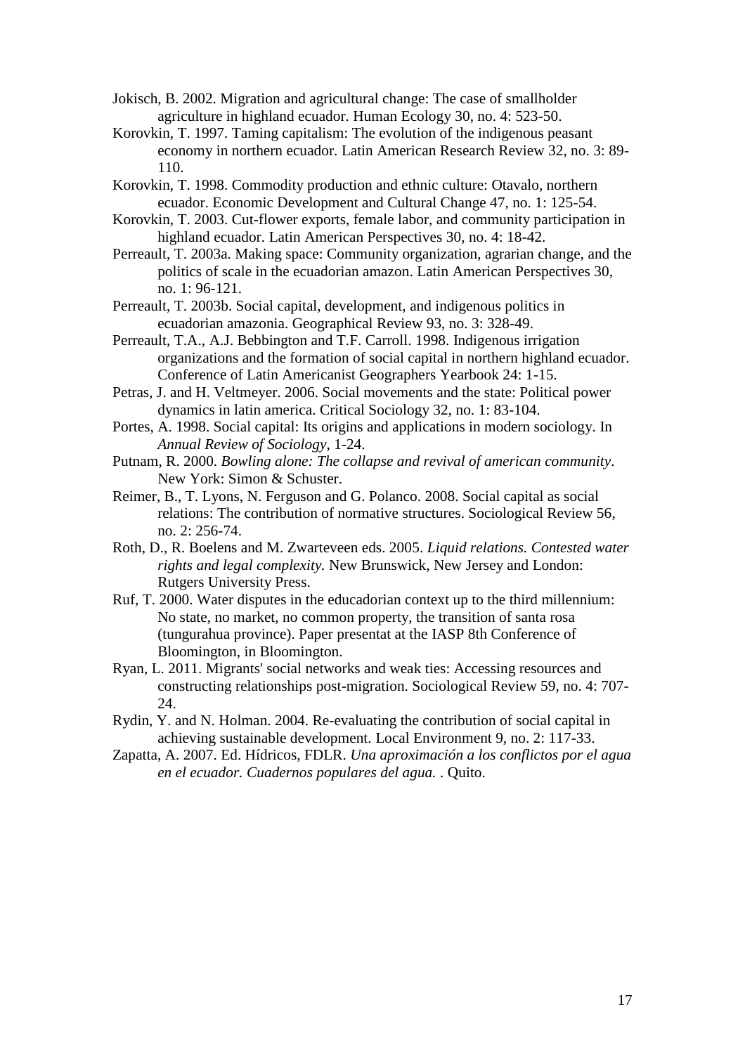Jokisch, B. 2002. Migration and agricultural change: The case of smallholder agriculture in highland ecuador. Human Ecology 30, no. 4: 523-50.

Korovkin, T. 1997. Taming capitalism: The evolution of the indigenous peasant economy in northern ecuador. Latin American Research Review 32, no. 3: 89-110.

Korovkin, T. 1998. Commodity production and ethnic culture: Otavalo, northern ecuador. Economic Development and Cultural Change 47, no. 1: 125-54.

Korovkin, T. 2003. Cut-flower exports, female labor, and community participation in highland ecuador. Latin American Perspectives 30, no. 4: 18-42.

Perreault, T. 2003a. Making space: Community organization, agrarian change, and the politics of scale in the ecuadorian amazon. Latin American Perspectives 30, no. 1: 96-121.

Perreault, T. 2003b. Social capital, development, and indigenous politics in ecuadorian amazonia. Geographical Review 93, no. 3: 328-49.

Perreault, T.A., A.J. Bebbington and T.F. Carroll. 1998. Indigenous irrigation organizations and the formation of social capital in northern highland ecuador. Conference of Latin Americanist Geographers Yearbook 24: 1-15.

Petras, J. and H. Veltmeyer. 2006. Social movements and the state: Political power dynamics in latin america. Critical Sociology 32, no. 1: 83-104.

Portes, A. 1998. Social capital: Its origins and applications in modern sociology. In *Annual Review of Sociology*, 1-24.

Putnam, R. 2000. *Bowling alone: The collapse and revival of american community*. New York: Simon & Schuster.

Reimer, B., T. Lyons, N. Ferguson and G. Polanco. 2008. Social capital as social relations: The contribution of normative structures. Sociological Review 56, no. 2: 256-74.

Roth, D., R. Boelens and M. Zwarteveen eds. 2005. *Liquid relations. Contested water rights and legal complexity.* New Brunswick, New Jersey and London: Rutgers University Press.

Ruf, T. 2000. Water disputes in the educadorian context up to the third millennium: No state, no market, no common property, the transition of santa rosa (tungurahua province). Paper presentat at the IASP 8th Conference of Bloomington, in Bloomington.

Ryan, L. 2011. Migrants' social networks and weak ties: Accessing resources and constructing relationships post-migration. Sociological Review 59, no. 4: 707-24.

Rydin, Y. and N. Holman. 2004. Re-evaluating the contribution of social capital in achieving sustainable development. Local Environment 9, no. 2: 117-33.

Zapatta, A. 2007. Ed. Hídricos, FDLR. *Una aproximación a los conflictos por el agua en el ecuador. Cuadernos populares del agua.* . Quito.